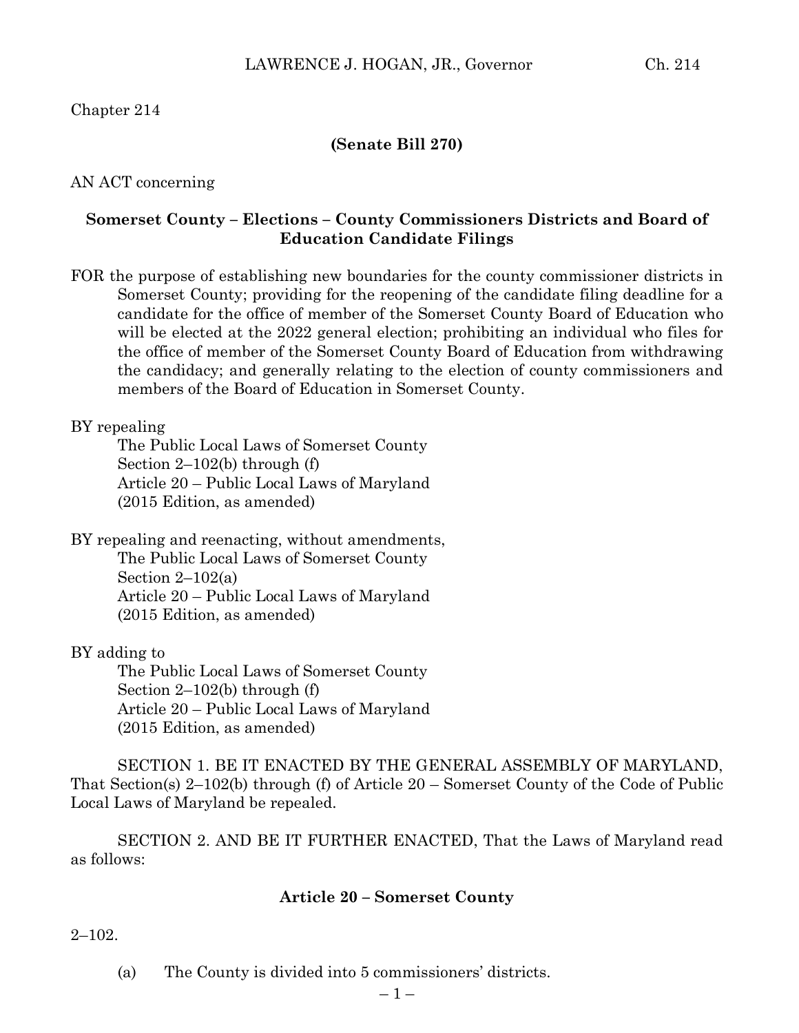Chapter 214

**(Senate Bill 270)**

AN ACT concerning

**Somerset County – Elections – County Commissioners Districts and Board of Education Candidate Filings**

FOR the purpose of establishing new boundaries for the county commissioner districts in Somerset County; providing for the reopening of the candidate filing deadline for a candidate for the office of member of the Somerset County Board of Education who will be elected at the 2022 general election; prohibiting an individual who files for the office of member of the Somerset County Board of Education from withdrawing the candidacy; and generally relating to the election of county commissioners and members of the Board of Education in Somerset County.

BY repealing
The Public Local Laws of Somerset County
Section 2–102(b) through (f)
Article 20 – Public Local Laws of Maryland
(2015 Edition, as amended)

BY repealing and reenacting, without amendments,
The Public Local Laws of Somerset County
Section 2–102(a)
Article 20 – Public Local Laws of Maryland
(2015 Edition, as amended)

BY adding to
The Public Local Laws of Somerset County
Section 2–102(b) through (f)
Article 20 – Public Local Laws of Maryland
(2015 Edition, as amended)

SECTION 1. BE IT ENACTED BY THE GENERAL ASSEMBLY OF MARYLAND, That Section(s) 2–102(b) through (f) of Article 20 – Somerset County of the Code of Public Local Laws of Maryland be repealed.

SECTION 2. AND BE IT FURTHER ENACTED, That the Laws of Maryland read as follows:

**Article 20 – Somerset County**

2–102.

(a) The County is divided into 5 commissioners' districts.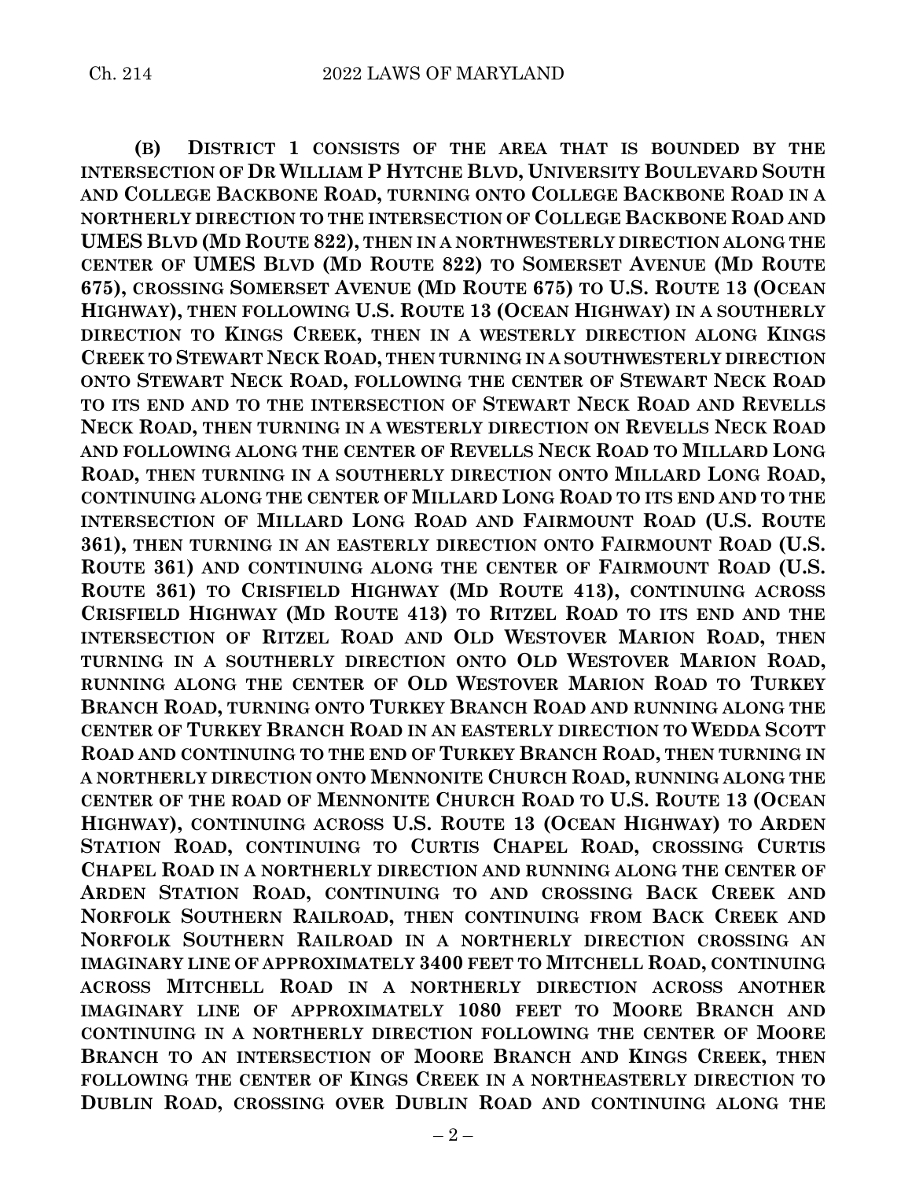**(B) DISTRICT 1 CONSISTS OF THE AREA THAT IS BOUNDED BY THE INTERSECTION OF DR WILLIAM P HYTCHE BLVD, UNIVERSITY BOULEVARD SOUTH AND COLLEGE BACKBONE ROAD, TURNING ONTO COLLEGE BACKBONE ROAD IN A NORTHERLY DIRECTION TO THE INTERSECTION OF COLLEGE BACKBONE ROAD AND UMES BLVD (MD ROUTE 822), THEN IN A NORTHWESTERLY DIRECTION ALONG THE CENTER OF UMES BLVD (MD ROUTE 822) TO SOMERSET AVENUE (MD ROUTE 675), CROSSING SOMERSET AVENUE (MD ROUTE 675) TO U.S. ROUTE 13 (OCEAN HIGHWAY), THEN FOLLOWING U.S. ROUTE 13 (OCEAN HIGHWAY) IN A SOUTHERLY DIRECTION TO KINGS CREEK, THEN IN A WESTERLY DIRECTION ALONG KINGS CREEK TO STEWART NECK ROAD, THEN TURNING IN A SOUTHWESTERLY DIRECTION ONTO STEWART NECK ROAD, FOLLOWING THE CENTER OF STEWART NECK ROAD TO ITS END AND TO THE INTERSECTION OF STEWART NECK ROAD AND REVELLS NECK ROAD, THEN TURNING IN A WESTERLY DIRECTION ON REVELLS NECK ROAD AND FOLLOWING ALONG THE CENTER OF REVELLS NECK ROAD TO MILLARD LONG ROAD, THEN TURNING IN A SOUTHERLY DIRECTION ONTO MILLARD LONG ROAD, CONTINUING ALONG THE CENTER OF MILLARD LONG ROAD TO ITS END AND TO THE INTERSECTION OF MILLARD LONG ROAD AND FAIRMOUNT ROAD (U.S. ROUTE 361), THEN TURNING IN AN EASTERLY DIRECTION ONTO FAIRMOUNT ROAD (U.S. ROUTE 361) AND CONTINUING ALONG THE CENTER OF FAIRMOUNT ROAD (U.S. ROUTE 361) TO CRISFIELD HIGHWAY (MD ROUTE 413), CONTINUING ACROSS CRISFIELD HIGHWAY (MD ROUTE 413) TO RITZEL ROAD TO ITS END AND THE INTERSECTION OF RITZEL ROAD AND OLD WESTOVER MARION ROAD, THEN TURNING IN A SOUTHERLY DIRECTION ONTO OLD WESTOVER MARION ROAD, RUNNING ALONG THE CENTER OF OLD WESTOVER MARION ROAD TO TURKEY BRANCH ROAD, TURNING ONTO TURKEY BRANCH ROAD AND RUNNING ALONG THE CENTER OF TURKEY BRANCH ROAD IN AN EASTERLY DIRECTION TO WEDDA SCOTT ROAD AND CONTINUING TO THE END OF TURKEY BRANCH ROAD, THEN TURNING IN A NORTHERLY DIRECTION ONTO MENNONITE CHURCH ROAD, RUNNING ALONG THE CENTER OF THE ROAD OF MENNONITE CHURCH ROAD TO U.S. ROUTE 13 (OCEAN HIGHWAY), CONTINUING ACROSS U.S. ROUTE 13 (OCEAN HIGHWAY) TO ARDEN STATION ROAD, CONTINUING TO CURTIS CHAPEL ROAD, CROSSING CURTIS CHAPEL ROAD IN A NORTHERLY DIRECTION AND RUNNING ALONG THE CENTER OF ARDEN STATION ROAD, CONTINUING TO AND CROSSING BACK CREEK AND NORFOLK SOUTHERN RAILROAD, THEN CONTINUING FROM BACK CREEK AND NORFOLK SOUTHERN RAILROAD IN A NORTHERLY DIRECTION CROSSING AN IMAGINARY LINE OF APPROXIMATELY 3400 FEET TO MITCHELL ROAD, CONTINUING ACROSS MITCHELL ROAD IN A NORTHERLY DIRECTION ACROSS ANOTHER IMAGINARY LINE OF APPROXIMATELY 1080 FEET TO MOORE BRANCH AND CONTINUING IN A NORTHERLY DIRECTION FOLLOWING THE CENTER OF MOORE BRANCH TO AN INTERSECTION OF MOORE BRANCH AND KINGS CREEK, THEN FOLLOWING THE CENTER OF KINGS CREEK IN A NORTHEASTERLY DIRECTION TO DUBLIN ROAD, CROSSING OVER DUBLIN ROAD AND CONTINUING ALONG THE**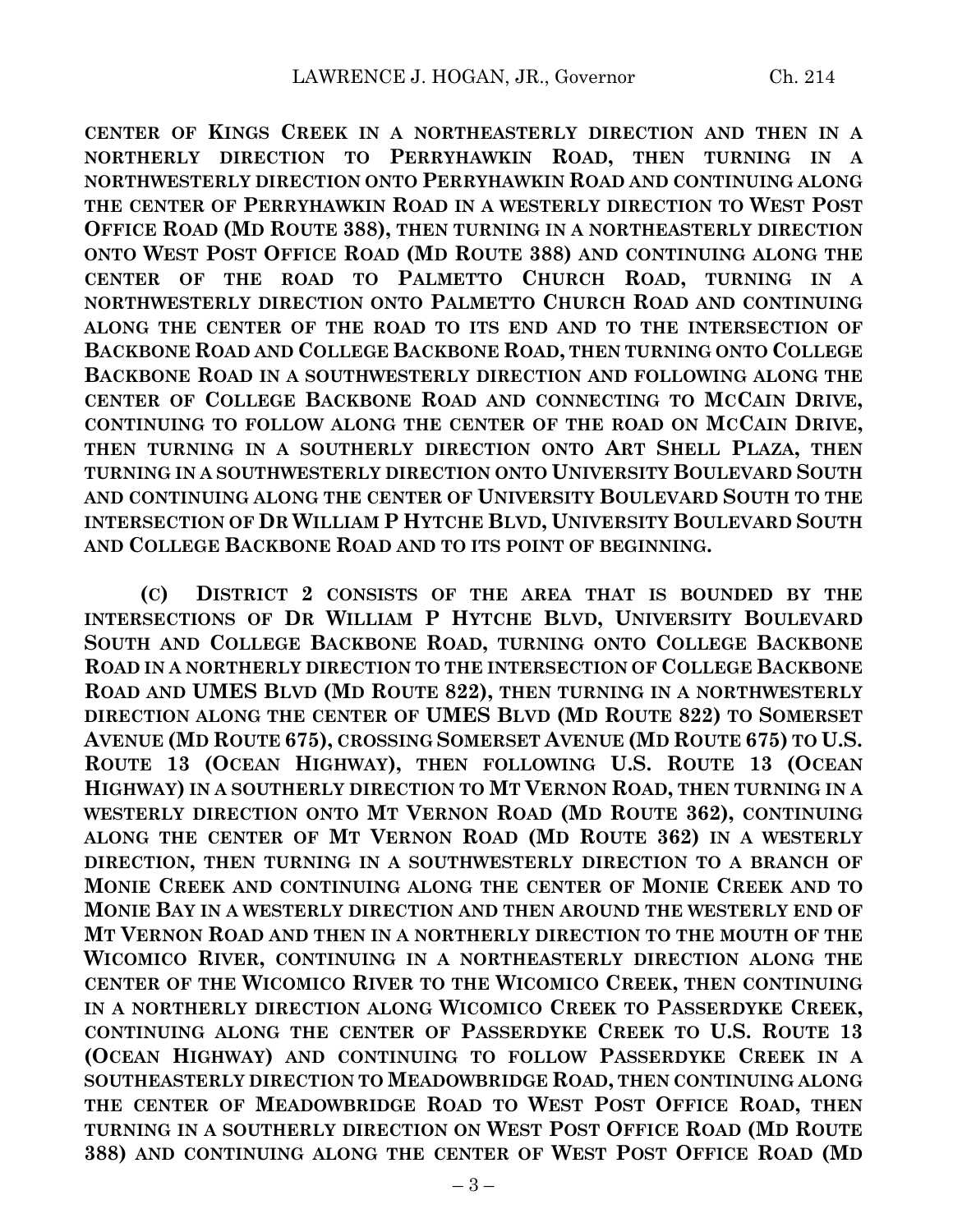**CENTER OF KINGS CREEK IN A NORTHEASTERLY DIRECTION AND THEN IN A NORTHERLY DIRECTION TO PERRYHAWKIN ROAD, THEN TURNING IN A NORTHWESTERLY DIRECTION ONTO PERRYHAWKIN ROAD AND CONTINUING ALONG THE CENTER OF PERRYHAWKIN ROAD IN A WESTERLY DIRECTION TO WEST POST OFFICE ROAD (MD ROUTE 388), THEN TURNING IN A NORTHEASTERLY DIRECTION ONTO WEST POST OFFICE ROAD (MD ROUTE 388) AND CONTINUING ALONG THE CENTER OF THE ROAD TO PALMETTO CHURCH ROAD, TURNING IN A NORTHWESTERLY DIRECTION ONTO PALMETTO CHURCH ROAD AND CONTINUING ALONG THE CENTER OF THE ROAD TO ITS END AND TO THE INTERSECTION OF BACKBONE ROAD AND COLLEGE BACKBONE ROAD, THEN TURNING ONTO COLLEGE BACKBONE ROAD IN A SOUTHWESTERLY DIRECTION AND FOLLOWING ALONG THE CENTER OF COLLEGE BACKBONE ROAD AND CONNECTING TO MCCAIN DRIVE, CONTINUING TO FOLLOW ALONG THE CENTER OF THE ROAD ON MCCAIN DRIVE, THEN TURNING IN A SOUTHERLY DIRECTION ONTO ART SHELL PLAZA, THEN TURNING IN A SOUTHWESTERLY DIRECTION ONTO UNIVERSITY BOULEVARD SOUTH AND CONTINUING ALONG THE CENTER OF UNIVERSITY BOULEVARD SOUTH TO THE INTERSECTION OF DR WILLIAM P HYTCHE BLVD, UNIVERSITY BOULEVARD SOUTH AND COLLEGE BACKBONE ROAD AND TO ITS POINT OF BEGINNING.**

**(C) DISTRICT 2 CONSISTS OF THE AREA THAT IS BOUNDED BY THE INTERSECTIONS OF DR WILLIAM P HYTCHE BLVD, UNIVERSITY BOULEVARD SOUTH AND COLLEGE BACKBONE ROAD, TURNING ONTO COLLEGE BACKBONE ROAD IN A NORTHERLY DIRECTION TO THE INTERSECTION OF COLLEGE BACKBONE ROAD AND UMES BLVD (MD ROUTE 822), THEN TURNING IN A NORTHWESTERLY DIRECTION ALONG THE CENTER OF UMES BLVD (MD ROUTE 822) TO SOMERSET AVENUE (MD ROUTE 675), CROSSING SOMERSET AVENUE (MD ROUTE 675) TO U.S. ROUTE 13 (OCEAN HIGHWAY), THEN FOLLOWING U.S. ROUTE 13 (OCEAN HIGHWAY) IN A SOUTHERLY DIRECTION TO MT VERNON ROAD, THEN TURNING IN A WESTERLY DIRECTION ONTO MT VERNON ROAD (MD ROUTE 362), CONTINUING ALONG THE CENTER OF MT VERNON ROAD (MD ROUTE 362) IN A WESTERLY DIRECTION, THEN TURNING IN A SOUTHWESTERLY DIRECTION TO A BRANCH OF MONIE CREEK AND CONTINUING ALONG THE CENTER OF MONIE CREEK AND TO MONIE BAY IN A WESTERLY DIRECTION AND THEN AROUND THE WESTERLY END OF MT VERNON ROAD AND THEN IN A NORTHERLY DIRECTION TO THE MOUTH OF THE WICOMICO RIVER, CONTINUING IN A NORTHEASTERLY DIRECTION ALONG THE CENTER OF THE WICOMICO RIVER TO THE WICOMICO CREEK, THEN CONTINUING IN A NORTHERLY DIRECTION ALONG WICOMICO CREEK TO PASSERDYKE CREEK, CONTINUING ALONG THE CENTER OF PASSERDYKE CREEK TO U.S. ROUTE 13 (OCEAN HIGHWAY) AND CONTINUING TO FOLLOW PASSERDYKE CREEK IN A SOUTHEASTERLY DIRECTION TO MEADOWBRIDGE ROAD, THEN CONTINUING ALONG THE CENTER OF MEADOWBRIDGE ROAD TO WEST POST OFFICE ROAD, THEN TURNING IN A SOUTHERLY DIRECTION ON WEST POST OFFICE ROAD (MD ROUTE 388) AND CONTINUING ALONG THE CENTER OF WEST POST OFFICE ROAD (MD**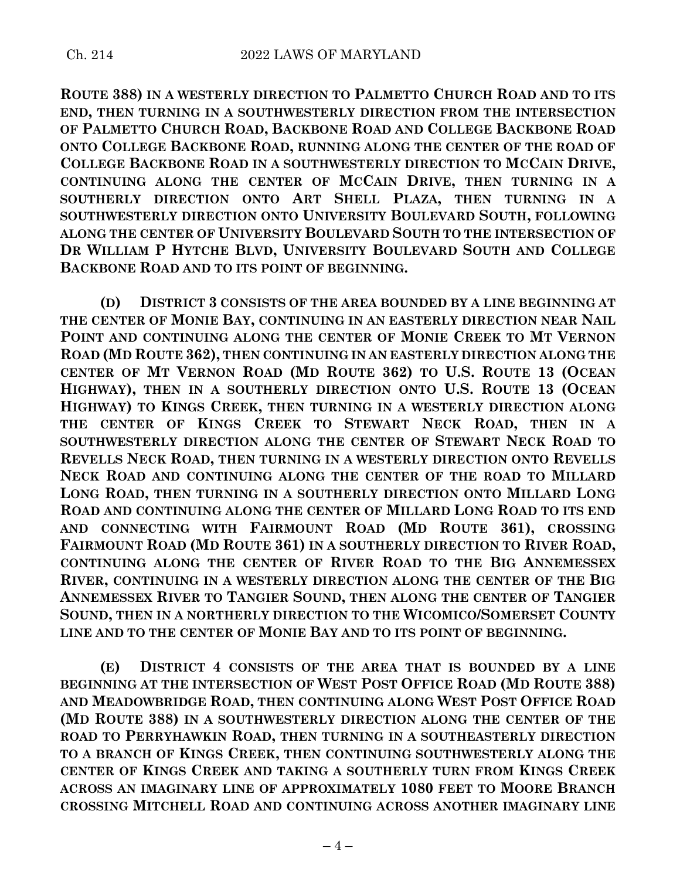**ROUTE 388) IN A WESTERLY DIRECTION TO PALMETTO CHURCH ROAD AND TO ITS END, THEN TURNING IN A SOUTHWESTERLY DIRECTION FROM THE INTERSECTION OF PALMETTO CHURCH ROAD, BACKBONE ROAD AND COLLEGE BACKBONE ROAD ONTO COLLEGE BACKBONE ROAD, RUNNING ALONG THE CENTER OF THE ROAD OF COLLEGE BACKBONE ROAD IN A SOUTHWESTERLY DIRECTION TO MCCAIN DRIVE, CONTINUING ALONG THE CENTER OF MCCAIN DRIVE, THEN TURNING IN A SOUTHERLY DIRECTION ONTO ART SHELL PLAZA, THEN TURNING IN A SOUTHWESTERLY DIRECTION ONTO UNIVERSITY BOULEVARD SOUTH, FOLLOWING ALONG THE CENTER OF UNIVERSITY BOULEVARD SOUTH TO THE INTERSECTION OF DR WILLIAM P HYTCHE BLVD, UNIVERSITY BOULEVARD SOUTH AND COLLEGE BACKBONE ROAD AND TO ITS POINT OF BEGINNING.**

**(D) DISTRICT 3 CONSISTS OF THE AREA BOUNDED BY A LINE BEGINNING AT THE CENTER OF MONIE BAY, CONTINUING IN AN EASTERLY DIRECTION NEAR NAIL POINT AND CONTINUING ALONG THE CENTER OF MONIE CREEK TO MT VERNON ROAD (MD ROUTE 362), THEN CONTINUING IN AN EASTERLY DIRECTION ALONG THE CENTER OF MT VERNON ROAD (MD ROUTE 362) TO U.S. ROUTE 13 (OCEAN HIGHWAY), THEN IN A SOUTHERLY DIRECTION ONTO U.S. ROUTE 13 (OCEAN HIGHWAY) TO KINGS CREEK, THEN TURNING IN A WESTERLY DIRECTION ALONG THE CENTER OF KINGS CREEK TO STEWART NECK ROAD, THEN IN A SOUTHWESTERLY DIRECTION ALONG THE CENTER OF STEWART NECK ROAD TO REVELLS NECK ROAD, THEN TURNING IN A WESTERLY DIRECTION ONTO REVELLS NECK ROAD AND CONTINUING ALONG THE CENTER OF THE ROAD TO MILLARD LONG ROAD, THEN TURNING IN A SOUTHERLY DIRECTION ONTO MILLARD LONG ROAD AND CONTINUING ALONG THE CENTER OF MILLARD LONG ROAD TO ITS END AND CONNECTING WITH FAIRMOUNT ROAD (MD ROUTE 361), CROSSING FAIRMOUNT ROAD (MD ROUTE 361) IN A SOUTHERLY DIRECTION TO RIVER ROAD, CONTINUING ALONG THE CENTER OF RIVER ROAD TO THE BIG ANNEMESSEX RIVER, CONTINUING IN A WESTERLY DIRECTION ALONG THE CENTER OF THE BIG ANNEMESSEX RIVER TO TANGIER SOUND, THEN ALONG THE CENTER OF TANGIER SOUND, THEN IN A NORTHERLY DIRECTION TO THE WICOMICO/SOMERSET COUNTY LINE AND TO THE CENTER OF MONIE BAY AND TO ITS POINT OF BEGINNING.**

**(E) DISTRICT 4 CONSISTS OF THE AREA THAT IS BOUNDED BY A LINE BEGINNING AT THE INTERSECTION OF WEST POST OFFICE ROAD (MD ROUTE 388) AND MEADOWBRIDGE ROAD, THEN CONTINUING ALONG WEST POST OFFICE ROAD (MD ROUTE 388) IN A SOUTHWESTERLY DIRECTION ALONG THE CENTER OF THE ROAD TO PERRYHAWKIN ROAD, THEN TURNING IN A SOUTHEASTERLY DIRECTION TO A BRANCH OF KINGS CREEK, THEN CONTINUING SOUTHWESTERLY ALONG THE CENTER OF KINGS CREEK AND TAKING A SOUTHERLY TURN FROM KINGS CREEK ACROSS AN IMAGINARY LINE OF APPROXIMATELY 1080 FEET TO MOORE BRANCH CROSSING MITCHELL ROAD AND CONTINUING ACROSS ANOTHER IMAGINARY LINE**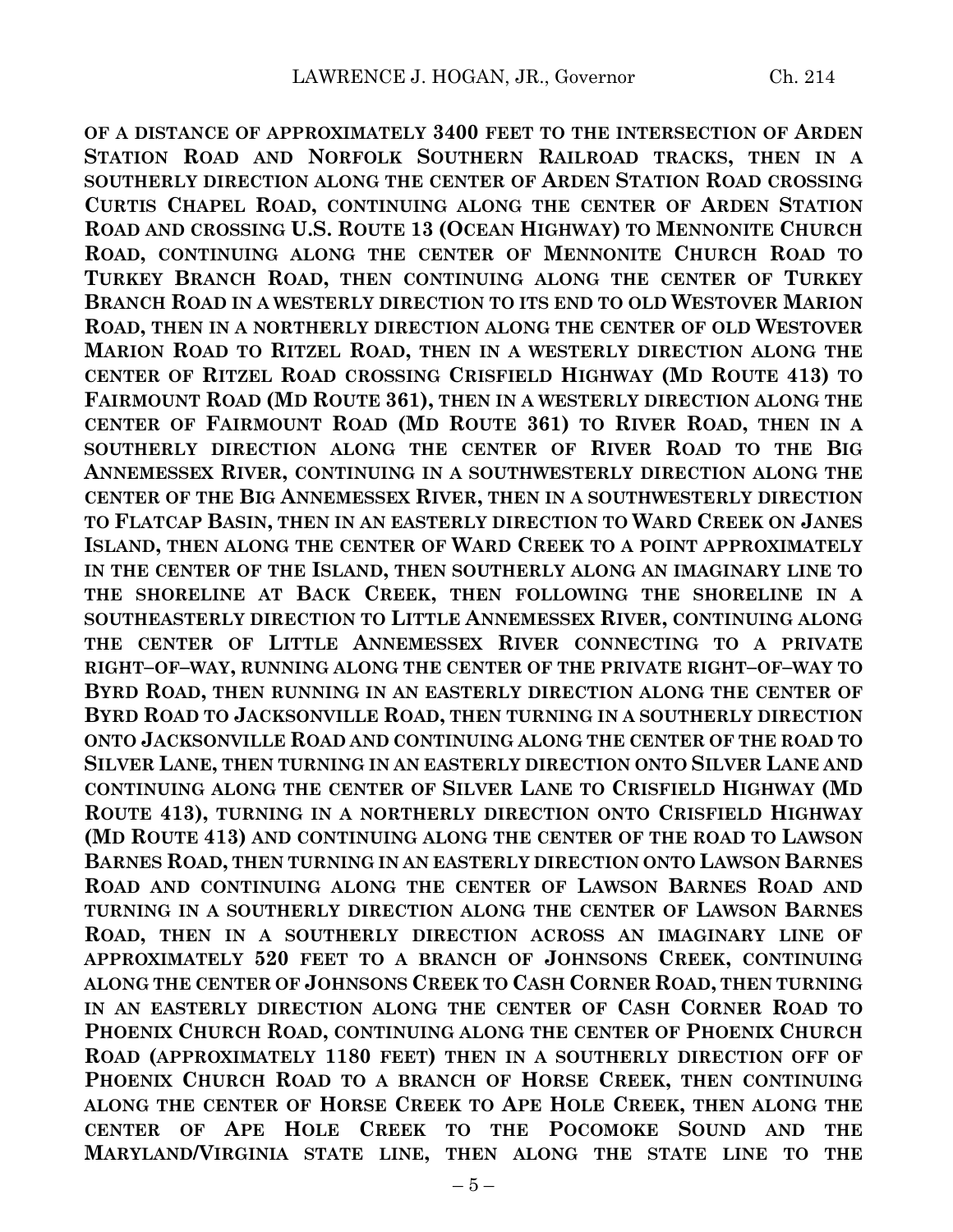**OF A DISTANCE OF APPROXIMATELY 3400 FEET TO THE INTERSECTION OF ARDEN STATION ROAD AND NORFOLK SOUTHERN RAILROAD TRACKS, THEN IN A SOUTHERLY DIRECTION ALONG THE CENTER OF ARDEN STATION ROAD CROSSING CURTIS CHAPEL ROAD, CONTINUING ALONG THE CENTER OF ARDEN STATION ROAD AND CROSSING U.S. ROUTE 13 (OCEAN HIGHWAY) TO MENNONITE CHURCH ROAD, CONTINUING ALONG THE CENTER OF MENNONITE CHURCH ROAD TO TURKEY BRANCH ROAD, THEN CONTINUING ALONG THE CENTER OF TURKEY BRANCH ROAD IN A WESTERLY DIRECTION TO ITS END TO OLD WESTOVER MARION ROAD, THEN IN A NORTHERLY DIRECTION ALONG THE CENTER OF OLD WESTOVER MARION ROAD TO RITZEL ROAD, THEN IN A WESTERLY DIRECTION ALONG THE CENTER OF RITZEL ROAD CROSSING CRISFIELD HIGHWAY (MD ROUTE 413) TO FAIRMOUNT ROAD (MD ROUTE 361), THEN IN A WESTERLY DIRECTION ALONG THE CENTER OF FAIRMOUNT ROAD (MD ROUTE 361) TO RIVER ROAD, THEN IN A SOUTHERLY DIRECTION ALONG THE CENTER OF RIVER ROAD TO THE BIG ANNEMESSEX RIVER, CONTINUING IN A SOUTHWESTERLY DIRECTION ALONG THE CENTER OF THE BIG ANNEMESSEX RIVER, THEN IN A SOUTHWESTERLY DIRECTION TO FLATCAP BASIN, THEN IN AN EASTERLY DIRECTION TO WARD CREEK ON JANES ISLAND, THEN ALONG THE CENTER OF WARD CREEK TO A POINT APPROXIMATELY IN THE CENTER OF THE ISLAND, THEN SOUTHERLY ALONG AN IMAGINARY LINE TO THE SHORELINE AT BACK CREEK, THEN FOLLOWING THE SHORELINE IN A SOUTHEASTERLY DIRECTION TO LITTLE ANNEMESSEX RIVER, CONTINUING ALONG THE CENTER OF LITTLE ANNEMESSEX RIVER CONNECTING TO A PRIVATE RIGHT–OF–WAY, RUNNING ALONG THE CENTER OF THE PRIVATE RIGHT–OF–WAY TO BYRD ROAD, THEN RUNNING IN AN EASTERLY DIRECTION ALONG THE CENTER OF BYRD ROAD TO JACKSONVILLE ROAD, THEN TURNING IN A SOUTHERLY DIRECTION ONTO JACKSONVILLE ROAD AND CONTINUING ALONG THE CENTER OF THE ROAD TO SILVER LANE, THEN TURNING IN AN EASTERLY DIRECTION ONTO SILVER LANE AND CONTINUING ALONG THE CENTER OF SILVER LANE TO CRISFIELD HIGHWAY (MD ROUTE 413), TURNING IN A NORTHERLY DIRECTION ONTO CRISFIELD HIGHWAY (MD ROUTE 413) AND CONTINUING ALONG THE CENTER OF THE ROAD TO LAWSON BARNES ROAD, THEN TURNING IN AN EASTERLY DIRECTION ONTO LAWSON BARNES ROAD AND CONTINUING ALONG THE CENTER OF LAWSON BARNES ROAD AND TURNING IN A SOUTHERLY DIRECTION ALONG THE CENTER OF LAWSON BARNES ROAD, THEN IN A SOUTHERLY DIRECTION ACROSS AN IMAGINARY LINE OF APPROXIMATELY 520 FEET TO A BRANCH OF JOHNSONS CREEK, CONTINUING ALONG THE CENTER OF JOHNSONS CREEK TO CASH CORNER ROAD, THEN TURNING IN AN EASTERLY DIRECTION ALONG THE CENTER OF CASH CORNER ROAD TO PHOENIX CHURCH ROAD, CONTINUING ALONG THE CENTER OF PHOENIX CHURCH ROAD (APPROXIMATELY 1180 FEET) THEN IN A SOUTHERLY DIRECTION OFF OF PHOENIX CHURCH ROAD TO A BRANCH OF HORSE CREEK, THEN CONTINUING ALONG THE CENTER OF HORSE CREEK TO APE HOLE CREEK, THEN ALONG THE CENTER OF APE HOLE CREEK TO THE POCOMOKE SOUND AND THE MARYLAND/VIRGINIA STATE LINE, THEN ALONG THE STATE LINE TO THE**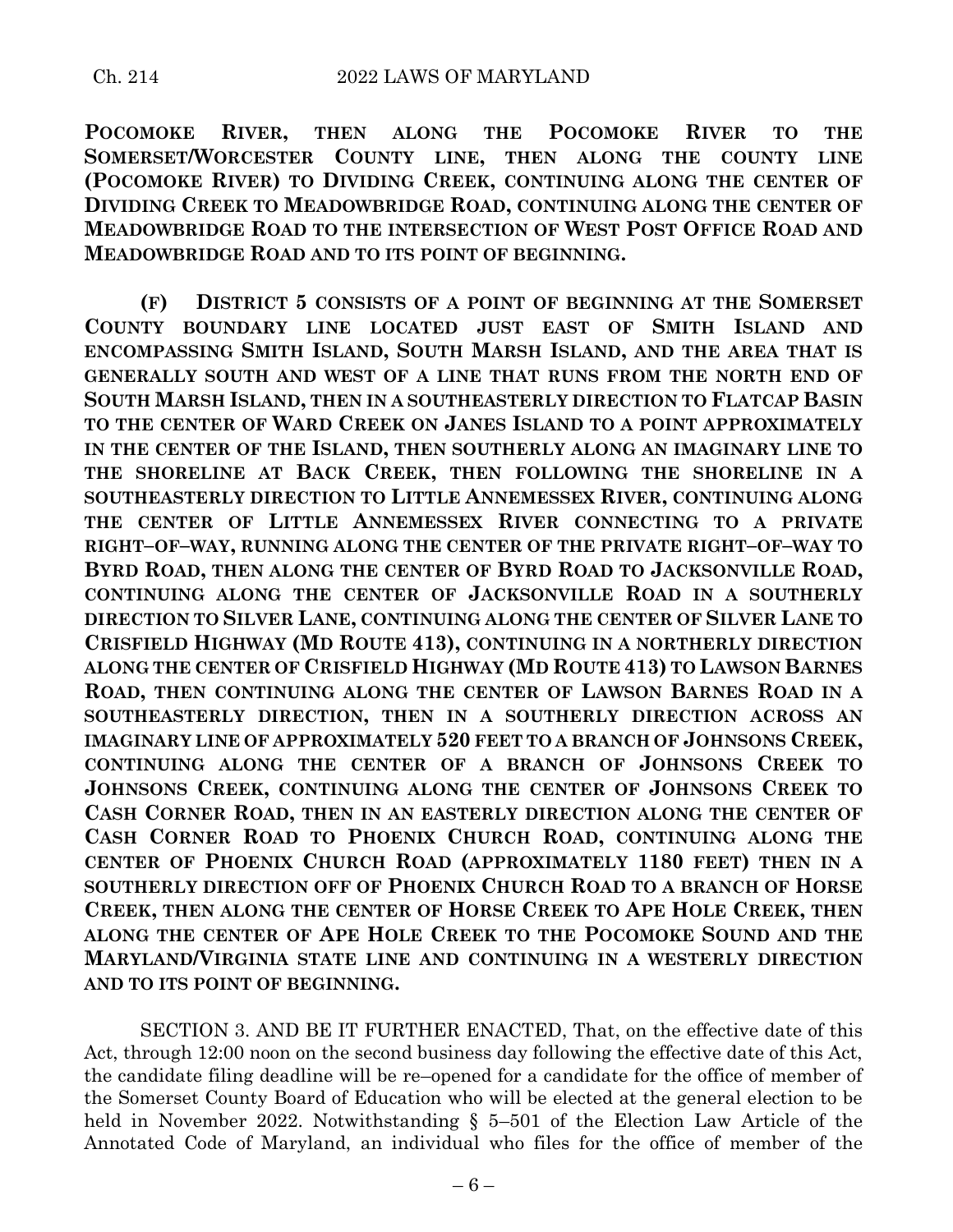**POCOMOKE RIVER, THEN ALONG THE POCOMOKE RIVER TO THE SOMERSET/WORCESTER COUNTY LINE, THEN ALONG THE COUNTY LINE (POCOMOKE RIVER) TO DIVIDING CREEK, CONTINUING ALONG THE CENTER OF DIVIDING CREEK TO MEADOWBRIDGE ROAD, CONTINUING ALONG THE CENTER OF MEADOWBRIDGE ROAD TO THE INTERSECTION OF WEST POST OFFICE ROAD AND MEADOWBRIDGE ROAD AND TO ITS POINT OF BEGINNING.**

**(F) DISTRICT 5 CONSISTS OF A POINT OF BEGINNING AT THE SOMERSET COUNTY BOUNDARY LINE LOCATED JUST EAST OF SMITH ISLAND AND ENCOMPASSING SMITH ISLAND, SOUTH MARSH ISLAND, AND THE AREA THAT IS GENERALLY SOUTH AND WEST OF A LINE THAT RUNS FROM THE NORTH END OF SOUTH MARSH ISLAND, THEN IN A SOUTHEASTERLY DIRECTION TO FLATCAP BASIN TO THE CENTER OF WARD CREEK ON JANES ISLAND TO A POINT APPROXIMATELY IN THE CENTER OF THE ISLAND, THEN SOUTHERLY ALONG AN IMAGINARY LINE TO THE SHORELINE AT BACK CREEK, THEN FOLLOWING THE SHORELINE IN A SOUTHEASTERLY DIRECTION TO LITTLE ANNEMESSEX RIVER, CONTINUING ALONG THE CENTER OF LITTLE ANNEMESSEX RIVER CONNECTING TO A PRIVATE RIGHT–OF–WAY, RUNNING ALONG THE CENTER OF THE PRIVATE RIGHT–OF–WAY TO BYRD ROAD, THEN ALONG THE CENTER OF BYRD ROAD TO JACKSONVILLE ROAD, CONTINUING ALONG THE CENTER OF JACKSONVILLE ROAD IN A SOUTHERLY DIRECTION TO SILVER LANE, CONTINUING ALONG THE CENTER OF SILVER LANE TO CRISFIELD HIGHWAY (MD ROUTE 413), CONTINUING IN A NORTHERLY DIRECTION ALONG THE CENTER OF CRISFIELD HIGHWAY (MD ROUTE 413) TO LAWSON BARNES ROAD, THEN CONTINUING ALONG THE CENTER OF LAWSON BARNES ROAD IN A SOUTHEASTERLY DIRECTION, THEN IN A SOUTHERLY DIRECTION ACROSS AN IMAGINARY LINE OF APPROXIMATELY 520 FEET TO A BRANCH OF JOHNSONS CREEK, CONTINUING ALONG THE CENTER OF A BRANCH OF JOHNSONS CREEK TO JOHNSONS CREEK, CONTINUING ALONG THE CENTER OF JOHNSONS CREEK TO CASH CORNER ROAD, THEN IN AN EASTERLY DIRECTION ALONG THE CENTER OF CASH CORNER ROAD TO PHOENIX CHURCH ROAD, CONTINUING ALONG THE CENTER OF PHOENIX CHURCH ROAD (APPROXIMATELY 1180 FEET) THEN IN A SOUTHERLY DIRECTION OFF OF PHOENIX CHURCH ROAD TO A BRANCH OF HORSE CREEK, THEN ALONG THE CENTER OF HORSE CREEK TO APE HOLE CREEK, THEN ALONG THE CENTER OF APE HOLE CREEK TO THE POCOMOKE SOUND AND THE MARYLAND/VIRGINIA STATE LINE AND CONTINUING IN A WESTERLY DIRECTION AND TO ITS POINT OF BEGINNING.**

SECTION 3. AND BE IT FURTHER ENACTED, That, on the effective date of this Act, through 12:00 noon on the second business day following the effective date of this Act, the candidate filing deadline will be re–opened for a candidate for the office of member of the Somerset County Board of Education who will be elected at the general election to be held in November 2022. Notwithstanding § 5–501 of the Election Law Article of the Annotated Code of Maryland, an individual who files for the office of member of the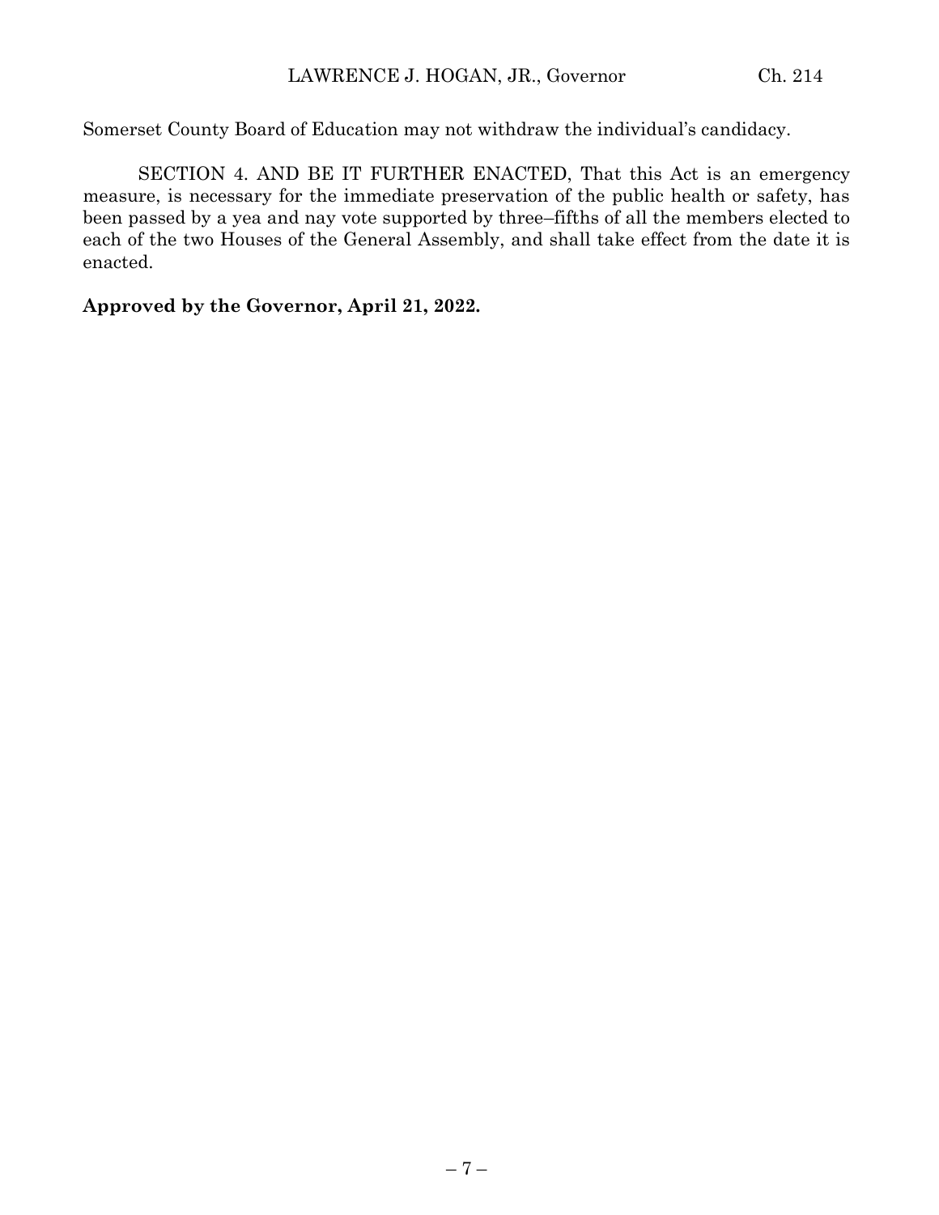Somerset County Board of Education may not withdraw the individual's candidacy.

SECTION 4. AND BE IT FURTHER ENACTED, That this Act is an emergency measure, is necessary for the immediate preservation of the public health or safety, has been passed by a yea and nay vote supported by three–fifths of all the members elected to each of the two Houses of the General Assembly, and shall take effect from the date it is enacted.

**Approved by the Governor, April 21, 2022.**